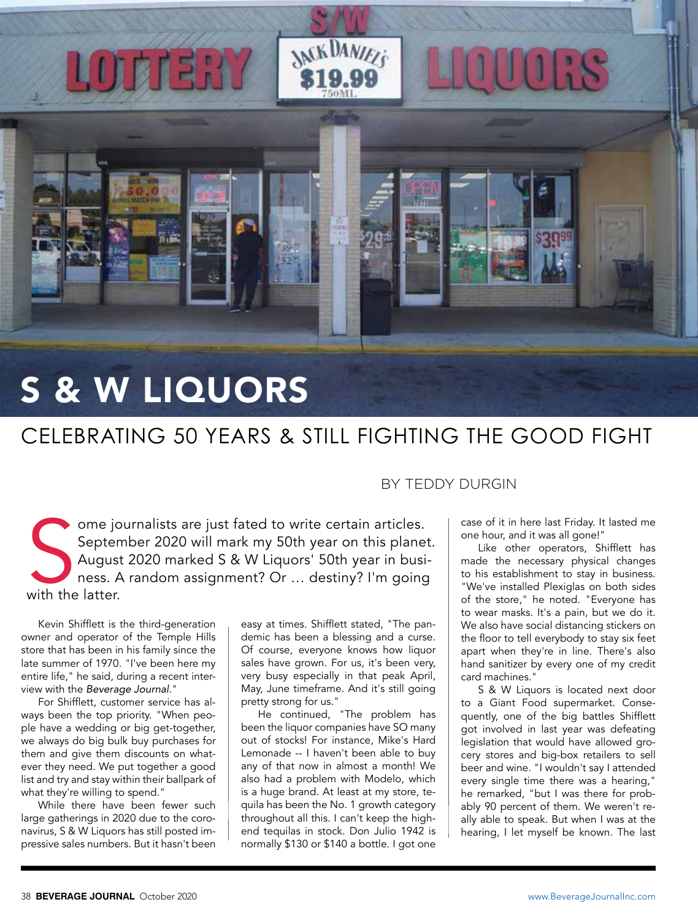# S & W LIQUORS

## CELEBRATING 50 YEARS & STILL FIGHTING THE GOOD FIGHT

BY TEDDY DURGIN

Some journalists are just fated to write certain articles. September 2020 will mark my 50th year on this planet. August 2020 marked S & W Liquors' 50th year in business. A random assignment? Or ... destiny? I'm going with the latter.

Kevin Shifflett is the third-generation owner and operator of the Temple Hills store that has been in his family since the late summer of 1970. "I've been here my entire life," he said, during a recent interview with the *Beverage Journal*."

For Shifflett, customer service has always been the top priority. "When people have a wedding or big get-together, we always do big bulk buy purchases for them and give them discounts on whatever they need. We put together a good list and try and stay within their ballpark of what they're willing to spend."

While there have been fewer such large gatherings in 2020 due to the coronavirus, S & W Liquors has still posted impressive sales numbers. But it hasn't been easy at times. Shifflett stated, "The pandemic has been a blessing and a curse. Of course, everyone knows how liquor sales have grown. For us, it's been very, very busy especially in that peak April, May, June timeframe. And it's still going pretty strong for us."

He continued, "The problem has been the liquor companies have SO many out of stocks! For instance, Mike's Hard Lemonade -- I haven't been able to buy any of that now in almost a month! We also had a problem with Modelo, which is a huge brand. At least at my store, tequila has been the No. 1 growth category throughout all this. I can't keep the high-end tequilas in stock. Don Julio 1942 is normally $130 or $140 a bottle. I got one case of it in here last Friday. It lasted me one hour, and it was all gone!"

Like other operators, Shifflett has made the necessary physical changes to his establishment to stay in business. "We've installed Plexiglas on both sides of the store," he noted. "Everyone has to wear masks. It's a pain, but we do it. We also have social distancing stickers on the floor to tell everybody to stay six feet apart when they're in line. There's also hand sanitizer by every one of my credit card machines."

S & W Liquors is located next door to a Giant Food supermarket. Consequently, one of the big battles Shifflett got involved in last year was defeating legislation that would have allowed grocery stores and big-box retailers to sell beer and wine. "I wouldn't say I attended every single time there was a hearing," he remarked, "but I was there for probably 90 percent of them. We weren't really able to speak. But when I was at the hearing, I let myself be known. The last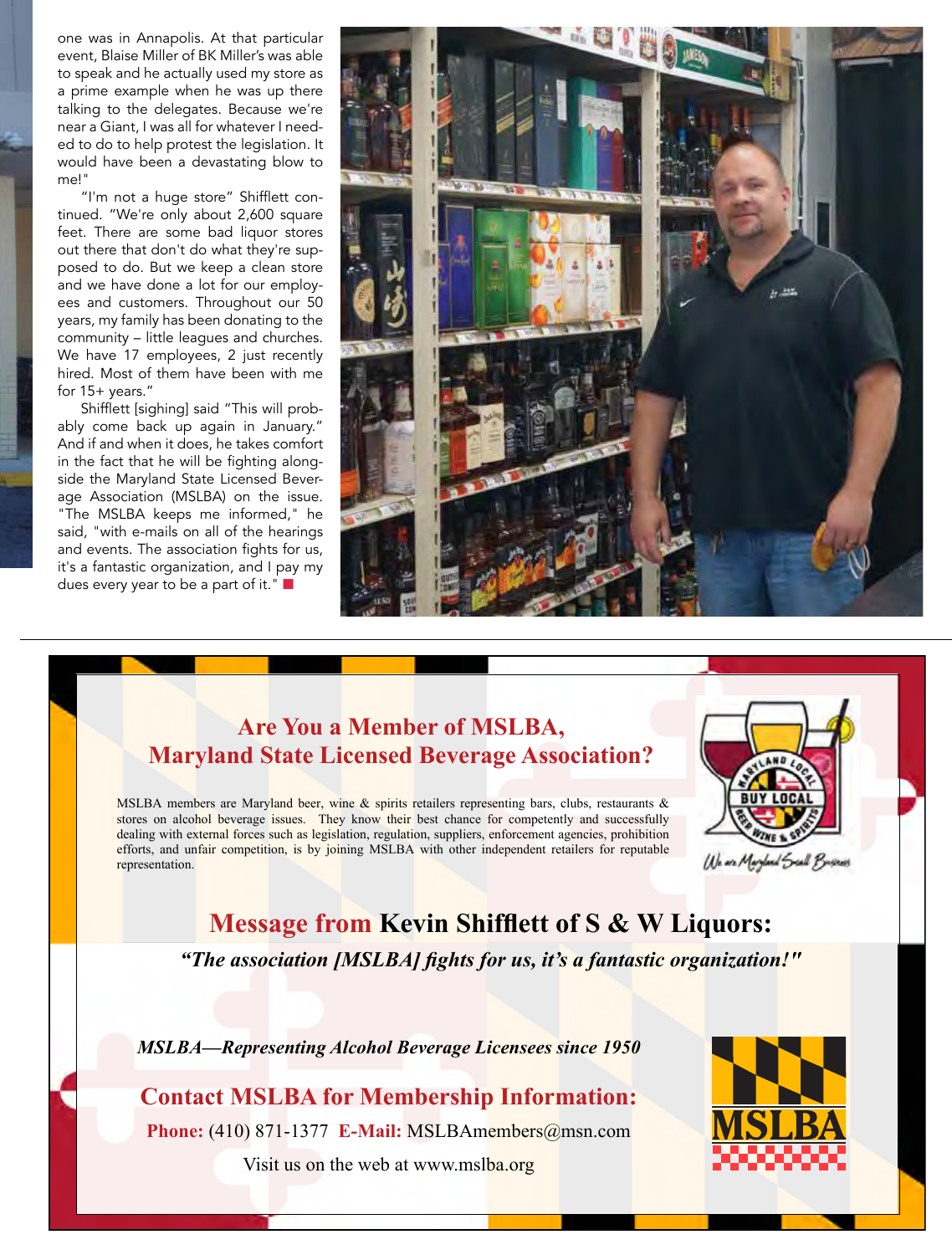one was in Annapolis. At that particular event, Blaise Miller of BK Miller's was able to speak and he actually used my store as a prime example when he was up there talking to the delegates. Because we're near a Giant, I was all for whatever I needed to do to help protest the legislation. It would have been a devastating blow to me!"

"I'm not a huge store" Shifflett continued. "We're only about 2,600 square feet. There are some bad liquor stores out there that don't do what they're supposed to do. But we keep a clean store and we have done a lot for our employees and customers. Throughout our 50 years, my family has been donating to the community – little leagues and churches. We have 17 employees, 2 just recently hired. Most of them have been with me for 15+ years."

Shifflett [sighing] said "This will probably come back up again in January." And if and when it does, he takes comfort in the fact that he will be fighting alongside the Maryland State Licensed Beverage Association (MSLBA) on the issue. "The MSLBA keeps me informed," he said, "with e-mails on all of the hearings and events. The association fights for us, it's a fantastic organization, and I pay my dues every year to be a part of it." ■

## Are You a Member of MSLBA, Maryland State Licensed Beverage Association?

MSLBA members are Maryland beer, wine & spirits retailers representing bars, clubs, restaurants & stores on alcohol beverage issues. They know their best chance for competently and successfully dealing with external forces such as legislation, regulation, suppliers, enforcement agencies, prohibition efforts, and unfair competition, is by joining MSLBA with other independent retailers for reputable representation.

Maryland Local · Buy Local · Beer Wine & Spirits

*We are Maryland Small Business*

## Message from Kevin Shifflett of S & W Liquors:

***"The association [MSLBA] fights for us, it's a fantastic organization!"***

***MSLBA—Representing Alcohol Beverage Licensees since 1950***

**Contact MSLBA for Membership Information:**

**Phone:** (410) 871-1377 **E-Mail:** MSLBAmembers@msn.com

Visit us on the web at www.mslba.org

MSLBA